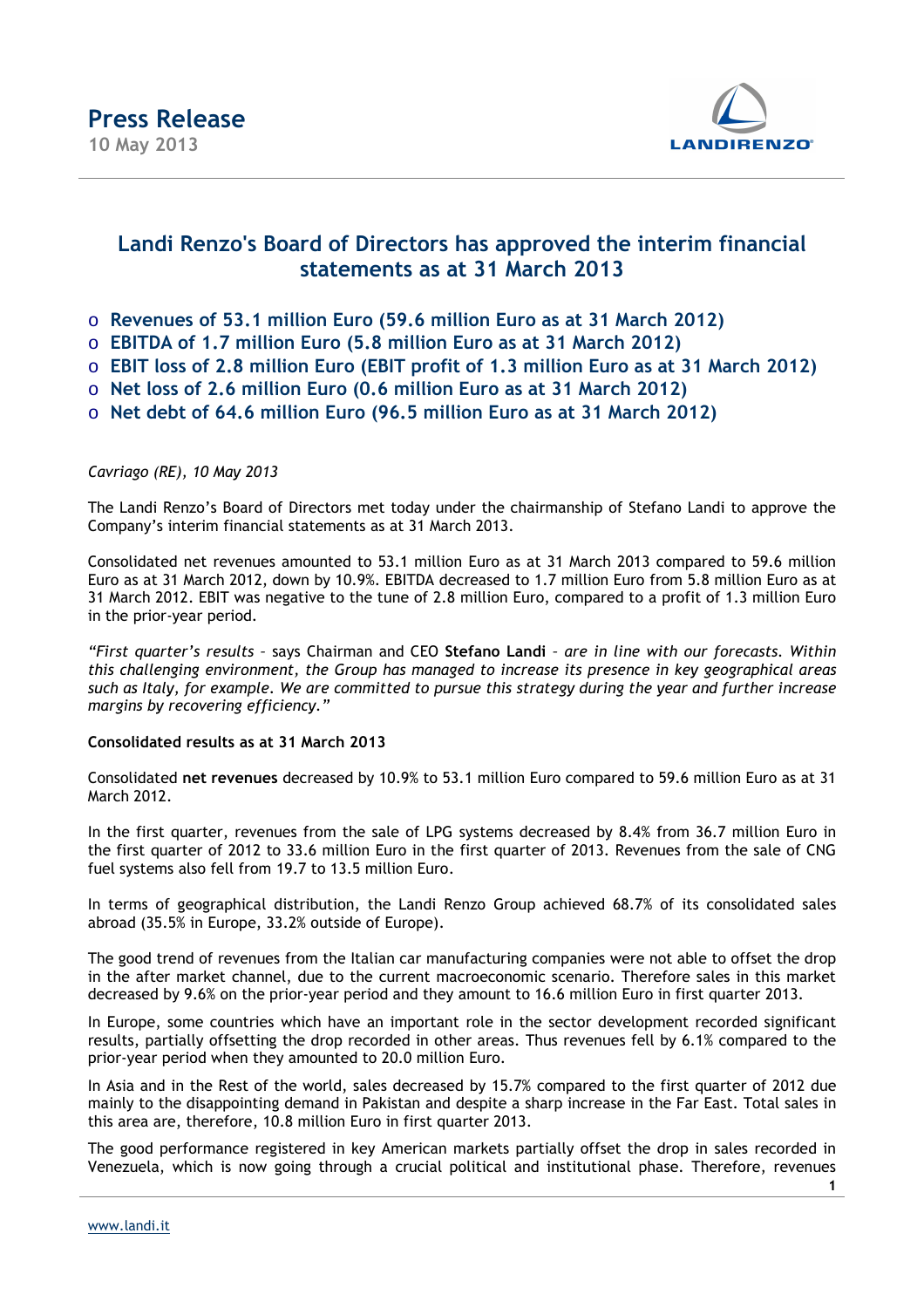# Press Release

**10 May 2013**

## Landi Renzo's Board of Directors has approved the interim financial statements as at 31 March 2013

- **Revenues of 53.1 million Euro (59.6 million Euro as at 31 March 2012)**
- **EBITDA of 1.7 million Euro (5.8 million Euro as at 31 March 2012)**
- **EBIT loss of 2.8 million Euro (EBIT profit of 1.3 million Euro as at 31 March 2012)**
- **Net loss of 2.6 million Euro (0.6 million Euro as at 31 March 2012)**
- **Net debt of 64.6 million Euro (96.5 million Euro as at 31 March 2012)**

*Cavriago (RE), 10 May 2013*

The Landi Renzo's Board of Directors met today under the chairmanship of Stefano Landi to approve the Company's interim financial statements as at 31 March 2013.

Consolidated net revenues amounted to 53.1 million Euro as at 31 March 2013 compared to 59.6 million Euro as at 31 March 2012, down by 10.9%. EBITDA decreased to 1.7 million Euro from 5.8 million Euro as at 31 March 2012. EBIT was negative to the tune of 2.8 million Euro, compared to a profit of 1.3 million Euro in the prior-year period.

*"First quarter's results* – says Chairman and CEO **Stefano Landi** – *are in line with our forecasts. Within this challenging environment, the Group has managed to increase its presence in key geographical areas such as Italy, for example. We are committed to pursue this strategy during the year and further increase margins by recovering efficiency."*

**Consolidated results as at 31 March 2013**

Consolidated **net revenues** decreased by 10.9% to 53.1 million Euro compared to 59.6 million Euro as at 31 March 2012.

In the first quarter, revenues from the sale of LPG systems decreased by 8.4% from 36.7 million Euro in the first quarter of 2012 to 33.6 million Euro in the first quarter of 2013. Revenues from the sale of CNG fuel systems also fell from 19.7 to 13.5 million Euro.

In terms of geographical distribution, the Landi Renzo Group achieved 68.7% of its consolidated sales abroad (35.5% in Europe, 33.2% outside of Europe).

The good trend of revenues from the Italian car manufacturing companies were not able to offset the drop in the after market channel, due to the current macroeconomic scenario. Therefore sales in this market decreased by 9.6% on the prior-year period and they amount to 16.6 million Euro in first quarter 2013.

In Europe, some countries which have an important role in the sector development recorded significant results, partially offsetting the drop recorded in other areas. Thus revenues fell by 6.1% compared to the prior-year period when they amounted to 20.0 million Euro.

In Asia and in the Rest of the world, sales decreased by 15.7% compared to the first quarter of 2012 due mainly to the disappointing demand in Pakistan and despite a sharp increase in the Far East. Total sales in this area are, therefore, 10.8 million Euro in first quarter 2013.

The good performance registered in key American markets partially offset the drop in sales recorded in Venezuela, which is now going through a crucial political and institutional phase. Therefore, revenues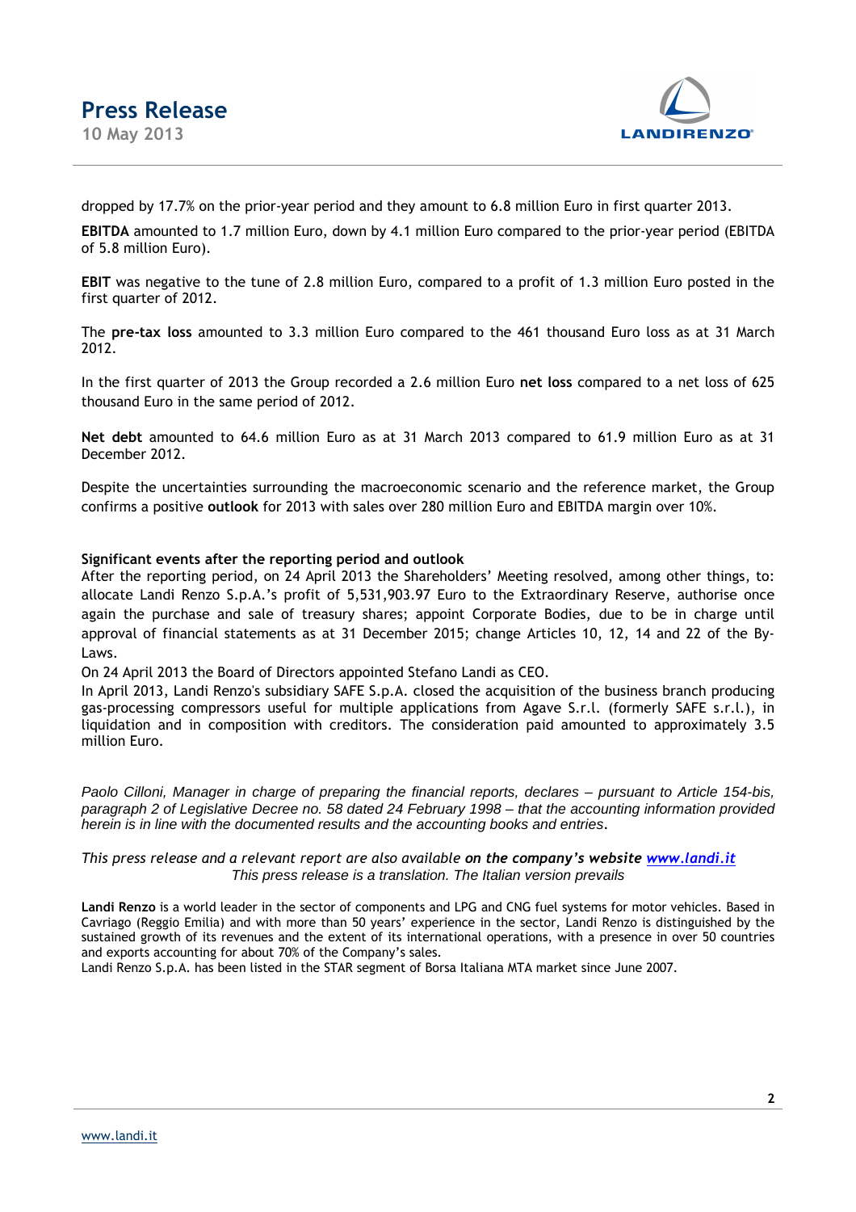dropped by 17.7% on the prior-year period and they amount to 6.8 million Euro in first quarter 2013.

**EBITDA** amounted to 1.7 million Euro, down by 4.1 million Euro compared to the prior-year period (EBITDA of 5.8 million Euro).

**EBIT** was negative to the tune of 2.8 million Euro, compared to a profit of 1.3 million Euro posted in the first quarter of 2012.

The **pre-tax loss** amounted to 3.3 million Euro compared to the 461 thousand Euro loss as at 31 March 2012.

In the first quarter of 2013 the Group recorded a 2.6 million Euro **net loss** compared to a net loss of 625 thousand Euro in the same period of 2012.

**Net debt** amounted to 64.6 million Euro as at 31 March 2013 compared to 61.9 million Euro as at 31 December 2012.

Despite the uncertainties surrounding the macroeconomic scenario and the reference market, the Group confirms a positive **outlook** for 2013 with sales over 280 million Euro and EBITDA margin over 10%.

**Significant events after the reporting period and outlook**

After the reporting period, on 24 April 2013 the Shareholders' Meeting resolved, among other things, to: allocate Landi Renzo S.p.A.'s profit of 5,531,903.97 Euro to the Extraordinary Reserve, authorise once again the purchase and sale of treasury shares; appoint Corporate Bodies, due to be in charge until approval of financial statements as at 31 December 2015; change Articles 10, 12, 14 and 22 of the By-Laws.

On 24 April 2013 the Board of Directors appointed Stefano Landi as CEO.

In April 2013, Landi Renzo's subsidiary SAFE S.p.A. closed the acquisition of the business branch producing gas-processing compressors useful for multiple applications from Agave S.r.l. (formerly SAFE s.r.l.), in liquidation and in composition with creditors. The consideration paid amounted to approximately 3.5 million Euro.

*Paolo Cilloni, Manager in charge of preparing the financial reports, declares – pursuant to Article 154-bis, paragraph 2 of Legislative Decree no. 58 dated 24 February 1998 – that the accounting information provided herein is in line with the documented results and the accounting books and entries*.

*This press release and a relevant report are also available* ***on the company's website [www.landi.it](www.landi.it)***

*This press release is a translation. The Italian version prevails*

**Landi Renzo** is a world leader in the sector of components and LPG and CNG fuel systems for motor vehicles. Based in Cavriago (Reggio Emilia) and with more than 50 years' experience in the sector, Landi Renzo is distinguished by the sustained growth of its revenues and the extent of its international operations, with a presence in over 50 countries and exports accounting for about 70% of the Company's sales.

Landi Renzo S.p.A. has been listed in the STAR segment of Borsa Italiana MTA market since June 2007.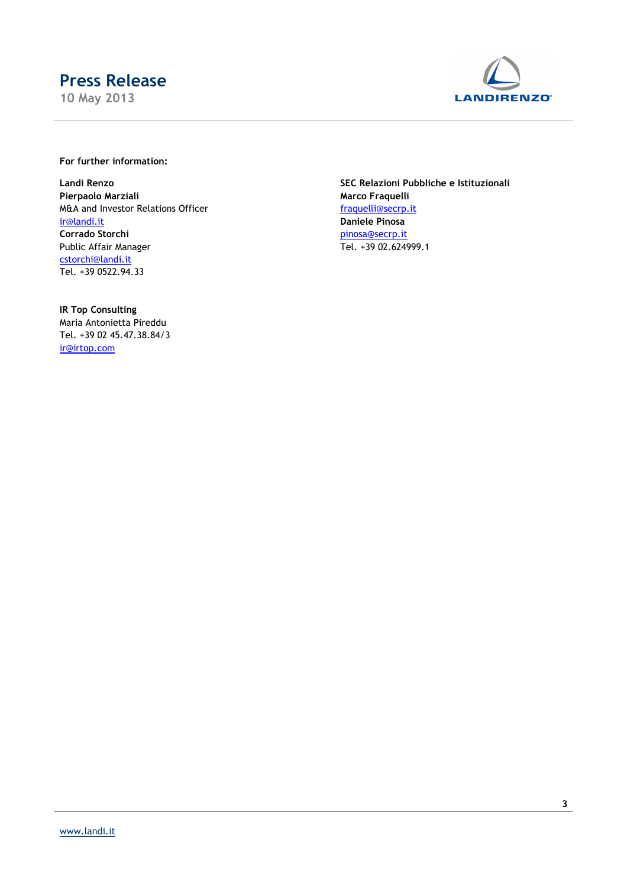**For further information:**

**Landi Renzo**
**Pierpaolo Marziali**
M&A and Investor Relations Officer
ir@landi.it
**Corrado Storchi**
Public Affair Manager
cstorchi@landi.it
Tel. +39 0522.94.33

**SEC Relazioni Pubbliche e Istituzionali**
**Marco Fraquelli**
fraquelli@secrp.it
**Daniele Pinosa**
pinosa@secrp.it
Tel. +39 02.624999.1

**IR Top Consulting**
Maria Antonietta Pireddu
Tel. +39 02 45.47.38.84/3
ir@irtop.com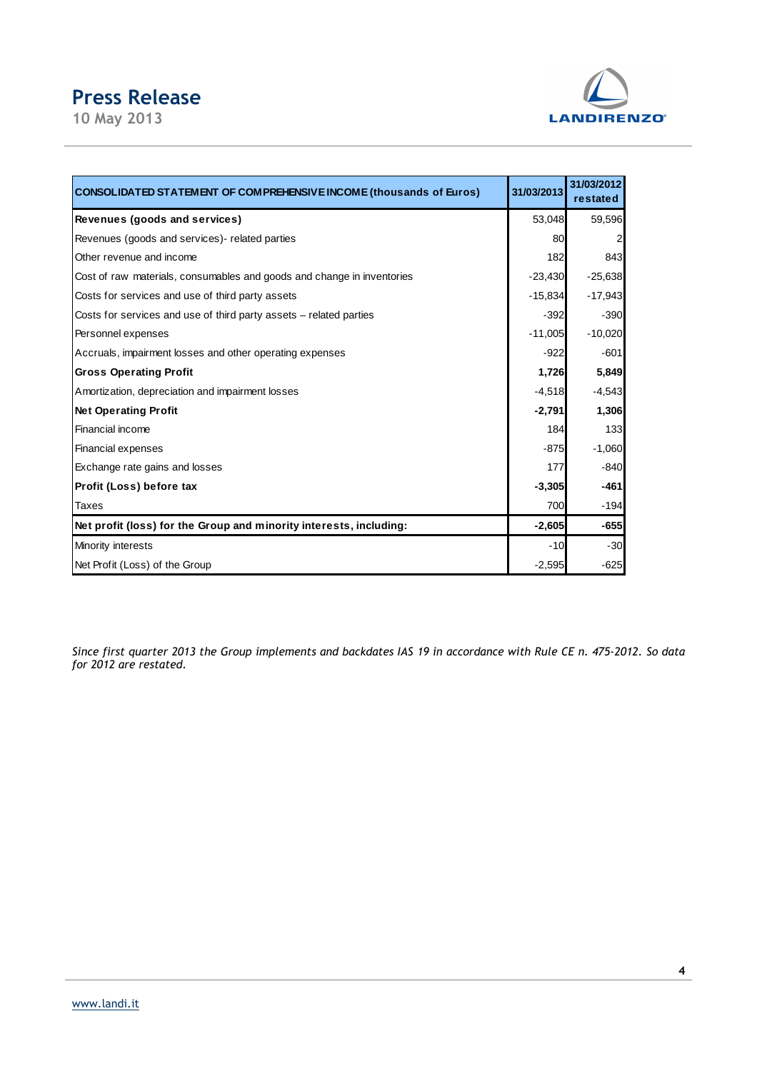| CONSOLIDATED STATEMENT OF COMPREHENSIVE INCOME (thousands of Euros) | 31/03/2013 | 31/03/2012 restated |
|---|---|---|
| **Revenues (goods and services)** | 53,048 | 59,596 |
| Revenues (goods and services)- related parties | 80 | 2 |
| Other revenue and income | 182 | 843 |
| Cost of raw materials, consumables and goods and change in inventories | -23,430 | -25,638 |
| Costs for services and use of third party assets | -15,834 | -17,943 |
| Costs for services and use of third party assets – related parties | -392 | -390 |
| Personnel expenses | -11,005 | -10,020 |
| Accruals, impairment losses and other operating expenses | -922 | -601 |
| **Gross Operating Profit** | **1,726** | **5,849** |
| Amortization, depreciation and impairment losses | -4,518 | -4,543 |
| **Net Operating Profit** | **-2,791** | **1,306** |
| Financial income | 184 | 133 |
| Financial expenses | -875 | -1,060 |
| Exchange rate gains and losses | 177 | -840 |
| **Profit (Loss) before tax** | **-3,305** | **-461** |
| Taxes | 700 | -194 |
| **Net profit (loss) for the Group and minority interests, including:** | **-2,605** | **-655** |
| Minority interests | -10 | -30 |
| Net Profit (Loss) of the Group | -2,595 | -625 |

*Since first quarter 2013 the Group implements and backdates IAS 19 in accordance with Rule CE n. 475-2012. So data for 2012 are restated.*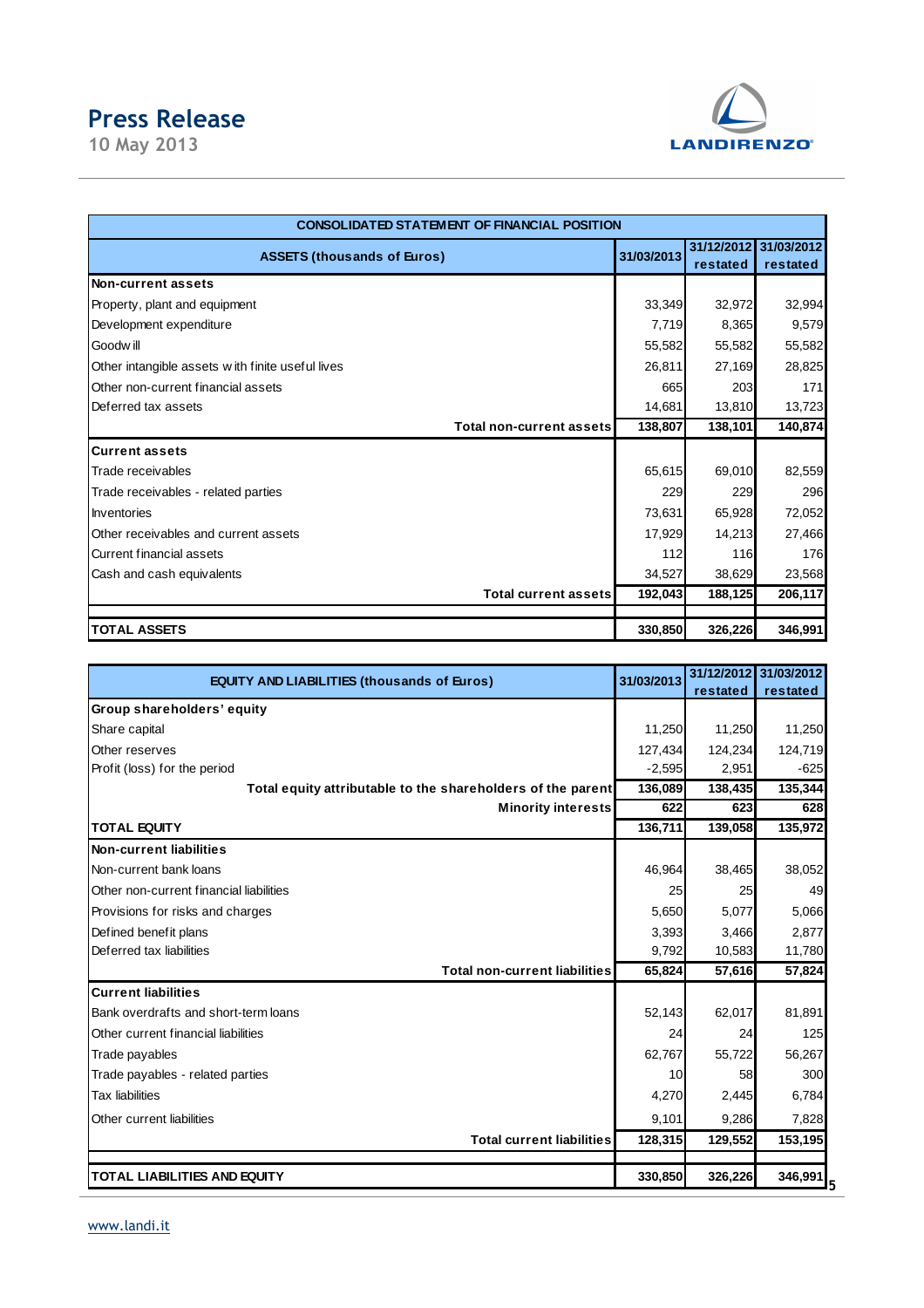## CONSOLIDATED STATEMENT OF FINANCIAL POSITION

| ASSETS (thousands of Euros) | 31/03/2013 | 31/12/2012 restated | 31/03/2012 restated |
|---|---|---|---|
| **Non-current assets** | | | |
| Property, plant and equipment | 33,349 | 32,972 | 32,994 |
| Development expenditure | 7,719 | 8,365 | 9,579 |
| Goodwill | 55,582 | 55,582 | 55,582 |
| Other intangible assets with finite useful lives | 26,811 | 27,169 | 28,825 |
| Other non-current financial assets | 665 | 203 | 171 |
| Deferred tax assets | 14,681 | 13,810 | 13,723 |
| **Total non-current assets** | **138,807** | **138,101** | **140,874** |
| **Current assets** | | | |
| Trade receivables | 65,615 | 69,010 | 82,559 |
| Trade receivables - related parties | 229 | 229 | 296 |
| Inventories | 73,631 | 65,928 | 72,052 |
| Other receivables and current assets | 17,929 | 14,213 | 27,466 |
| Current financial assets | 112 | 116 | 176 |
| Cash and cash equivalents | 34,527 | 38,629 | 23,568 |
| **Total current assets** | **192,043** | **188,125** | **206,117** |
| **TOTAL ASSETS** | **330,850** | **326,226** | **346,991** |

| EQUITY AND LIABILITIES (thousands of Euros) | 31/03/2013 | 31/12/2012 restated | 31/03/2012 restated |
|---|---|---|---|
| **Group shareholders' equity** | | | |
| Share capital | 11,250 | 11,250 | 11,250 |
| Other reserves | 127,434 | 124,234 | 124,719 |
| Profit (loss) for the period | -2,595 | 2,951 | -625 |
| **Total equity attributable to the shareholders of the parent** | **136,089** | **138,435** | **135,344** |
| **Minority interests** | **622** | **623** | **628** |
| **TOTAL EQUITY** | **136,711** | **139,058** | **135,972** |
| **Non-current liabilities** | | | |
| Non-current bank loans | 46,964 | 38,465 | 38,052 |
| Other non-current financial liabilities | 25 | 25 | 49 |
| Provisions for risks and charges | 5,650 | 5,077 | 5,066 |
| Defined benefit plans | 3,393 | 3,466 | 2,877 |
| Deferred tax liabilities | 9,792 | 10,583 | 11,780 |
| **Total non-current liabilities** | **65,824** | **57,616** | **57,824** |
| **Current liabilities** | | | |
| Bank overdrafts and short-term loans | 52,143 | 62,017 | 81,891 |
| Other current financial liabilities | 24 | 24 | 125 |
| Trade payables | 62,767 | 55,722 | 56,267 |
| Trade payables - related parties | 10 | 58 | 300 |
| Tax liabilities | 4,270 | 2,445 | 6,784 |
| Other current liabilities | 9,101 | 9,286 | 7,828 |
| **Total current liabilities** | **128,315** | **129,552** | **153,195** |
| **TOTAL LIABILITIES AND EQUITY** | **330,850** | **326,226** | **346,991** |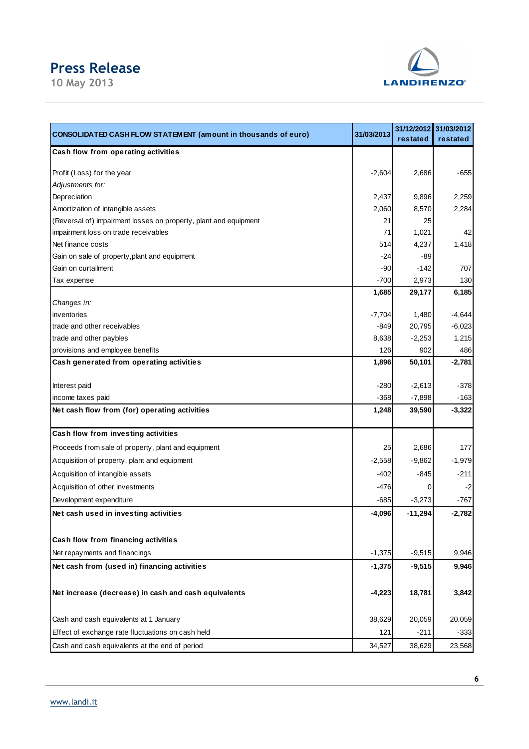**Press Release**
**10 May 2013**

| CONSOLIDATED CASH FLOW STATEMENT (amount in thousands of euro) | 31/03/2013 | 31/12/2012 restated | 31/03/2012 restated |
|---|---|---|---|
| **Cash flow from operating activities** | | | |
| Profit (Loss) for the year | -2,604 | 2,686 | -655 |
| *Adjustments for:* | | | |
| Depreciation | 2,437 | 9,896 | 2,259 |
| Amortization of intangible assets | 2,060 | 8,570 | 2,284 |
| (Reversal of) impairment losses on property, plant and equipment | 21 | 25 | |
| impairment loss on trade receivables | 71 | 1,021 | 42 |
| Net finance costs | 514 | 4,237 | 1,418 |
| Gain on sale of property,plant and equipment | -24 | -89 | |
| Gain on curtailment | -90 | -142 | 707 |
| Tax expense | -700 | 2,973 | 130 |
| | **1,685** | **29,177** | **6,185** |
| *Changes in:* | | | |
| inventories | -7,704 | 1,480 | -4,644 |
| trade and other receivables | -849 | 20,795 | -6,023 |
| trade and other paybles | 8,638 | -2,253 | 1,215 |
| provisions and employee benefits | 126 | 902 | 486 |
| **Cash generated from operating activities** | **1,896** | **50,101** | **-2,781** |
| Interest paid | -280 | -2,613 | -378 |
| income taxes paid | -368 | -7,898 | -163 |
| **Net cash flow from (for) operating activities** | **1,248** | **39,590** | **-3,322** |
| **Cash flow from investing activities** | | | |
| Proceeds from sale of property, plant and equipment | 25 | 2,686 | 177 |
| Acquisition of property, plant and equipment | -2,558 | -9,862 | -1,979 |
| Acquisition of intangible assets | -402 | -845 | -211 |
| Acquisition of other investments | -476 | 0 | -2 |
| Development expenditure | -685 | -3,273 | -767 |
| **Net cash used in investing activities** | **-4,096** | **-11,294** | **-2,782** |
| **Cash flow from financing activities** | | | |
| Net repayments and financings | -1,375 | -9,515 | 9,946 |
| **Net cash from (used in) financing activities** | **-1,375** | **-9,515** | **9,946** |
| **Net increase (decrease) in cash and cash equivalents** | **-4,223** | **18,781** | **3,842** |
| Cash and cash equivalents at 1 January | 38,629 | 20,059 | 20,059 |
| Effect of exchange rate fluctuations on cash held | 121 | -211 | -333 |
| Cash and cash equivalents at the end of period | 34,527 | 38,629 | 23,568 |

www.landi.it